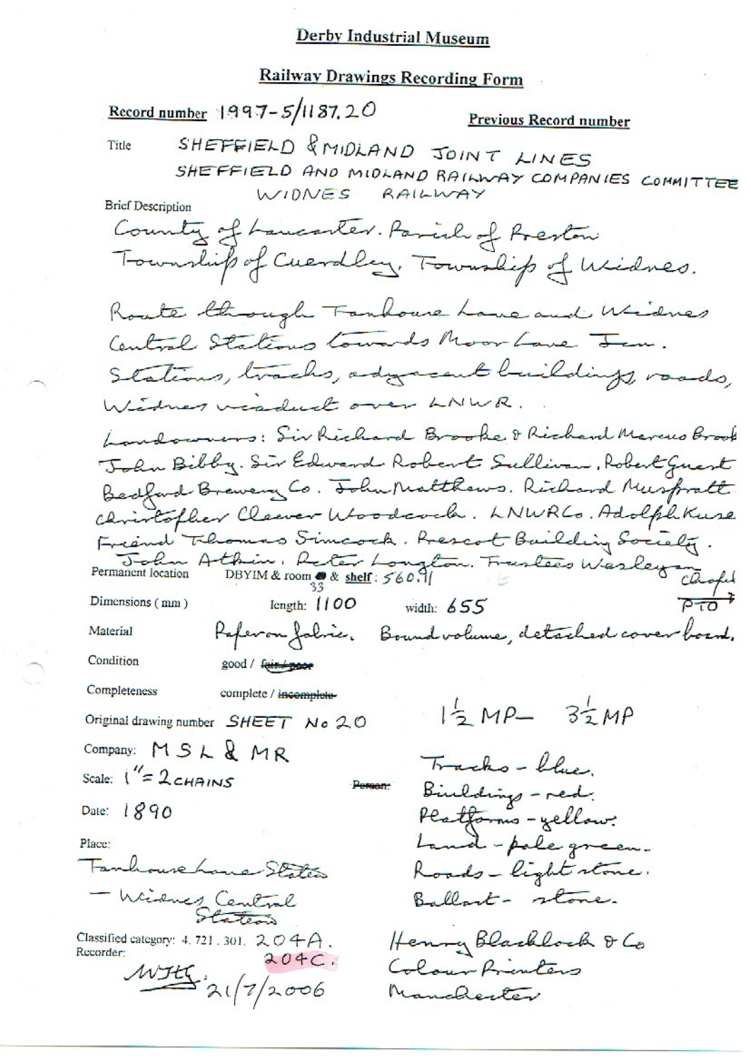# Derby Industrial Museum

## Railway Drawings Recording Form

**Record number** 1997-5/1187.20

**Previous Record number**

Title SHEFFIELD & MIDLAND JOINT LINES
SHEFFIELD AND MIDLAND RAILWAY COMPANIES COMMITTEE
WIDNES RAILWAY

Brief Description
County of Lancaster. Parish of Preston
Township of Cuerdley. Township of Widnes.

Route through Farnhouse Lane and Widnes Central Stations towards Moor Lane Jcn.
Stations, tracks, adjacent buildings roads, Widnes viaduct over LNWR.

Landowners: Sir Richard Brooke & Richard Marcus Brooke John Bibby. Sir Edward Robert Sullivan, Robert Guest Bedford Brewery Co. John Matthews. Richard Muspratt. Christopher Cleaver Woodcock. LNWR Co. Adolph Kuse Friend Thomas Simcock. Prescot Building Society. John Atkin. Peter Longton. Trustees Wesleyan Chapel PTO

Permanent location DBYIM & room 33 & shelf: 560.11

Dimensions (mm) length: 1100 width: 655

Material Paper on fabric. Bound volume, detached cover board.

Condition good / ~~fair / poor~~

Completeness complete / ~~incomplete~~

Original drawing number SHEET No 20

$1\frac{1}{2}$ MP — $3\frac{1}{2}$ MP

Company: MSL & MR

Scale: 1" = 2 CHAINS

~~Person:~~

Tracks - blue.
Buildings - red.
Platforms - yellow.
Land - pale green.
Roads - light stone.
Ballast - stone.

Date: 1890

Place:
Farnhouse Lane Station
— Widnes Central Station

Classified category: 4.721.301. 204A.
204C.

Recorder:
WJHG. 21/7/2006

Henry Blacklock & Co
Colour Printers
Manchester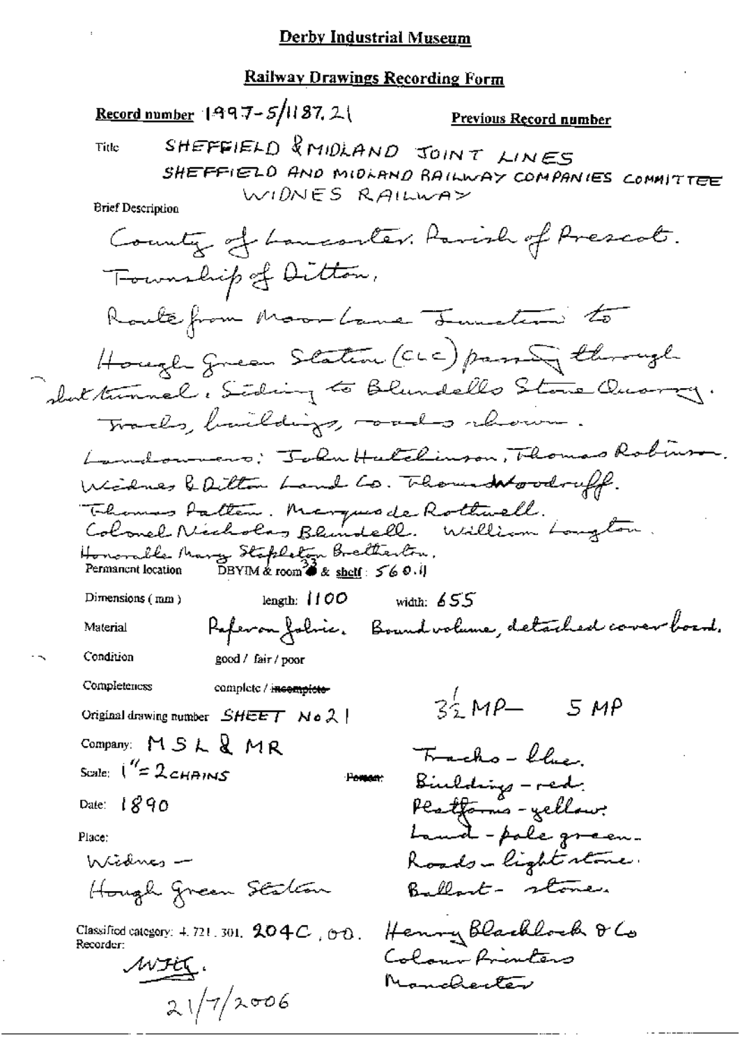# Derby Industrial Museum

## Railway Drawings Recording Form

**Record number** 1997-5/1187.21 **Previous Record number**

**Title** SHEFFIELD & MIDLAND JOINT LINES
SHEFFIELD AND MIDLAND RAILWAY COMPANIES COMMITTEE
WIDNES RAILWAY

**Brief Description**

County of Lancaster. Parish of Prescot.
Township of Ditton.
Route from Moor Lane Junction to Hough Green Station (CLC) passing through short tunnel. Siding to Blundells Stone Quarry.
Tracks, buildings, roads shown.
Landowners: John Hutchinson, Thomas Robinson. Widnes & Ditton Land Co. Thomas Woodruff. Thomas Patten. Marquis de Rothwell. Colonel Nicholas Blundell. William Langton. Honorable Mary Stapleton Bretherton.

**Permanent location** DBYIM & room 33 & shelf: 560.11

**Dimensions (mm)** length: 1100 width: 655

**Material** Paper on fabric. Bound volume, detached cover board.

**Condition** good / fair / poor

**Completeness** complete / ~~incomplete~~

**Original drawing number** SHEET No 21

3½ MP— 5 MP

**Company:** MSL & MR

**Scale:** 1" = 2 CHAINS

**Date:** 1890

**Place:**
Widnes —
Hough Green Station

Tracks - blue.
Buildings - red.
Platforms - yellow.
Land - pale green.
Roads - light stone.
Ballast - stone.

**Classified category:** 4.721.301. 204C, 00.

Henry Blacklock & Co
Colour Printers
Manchester

**Recorder:**
WHG.
21/7/2006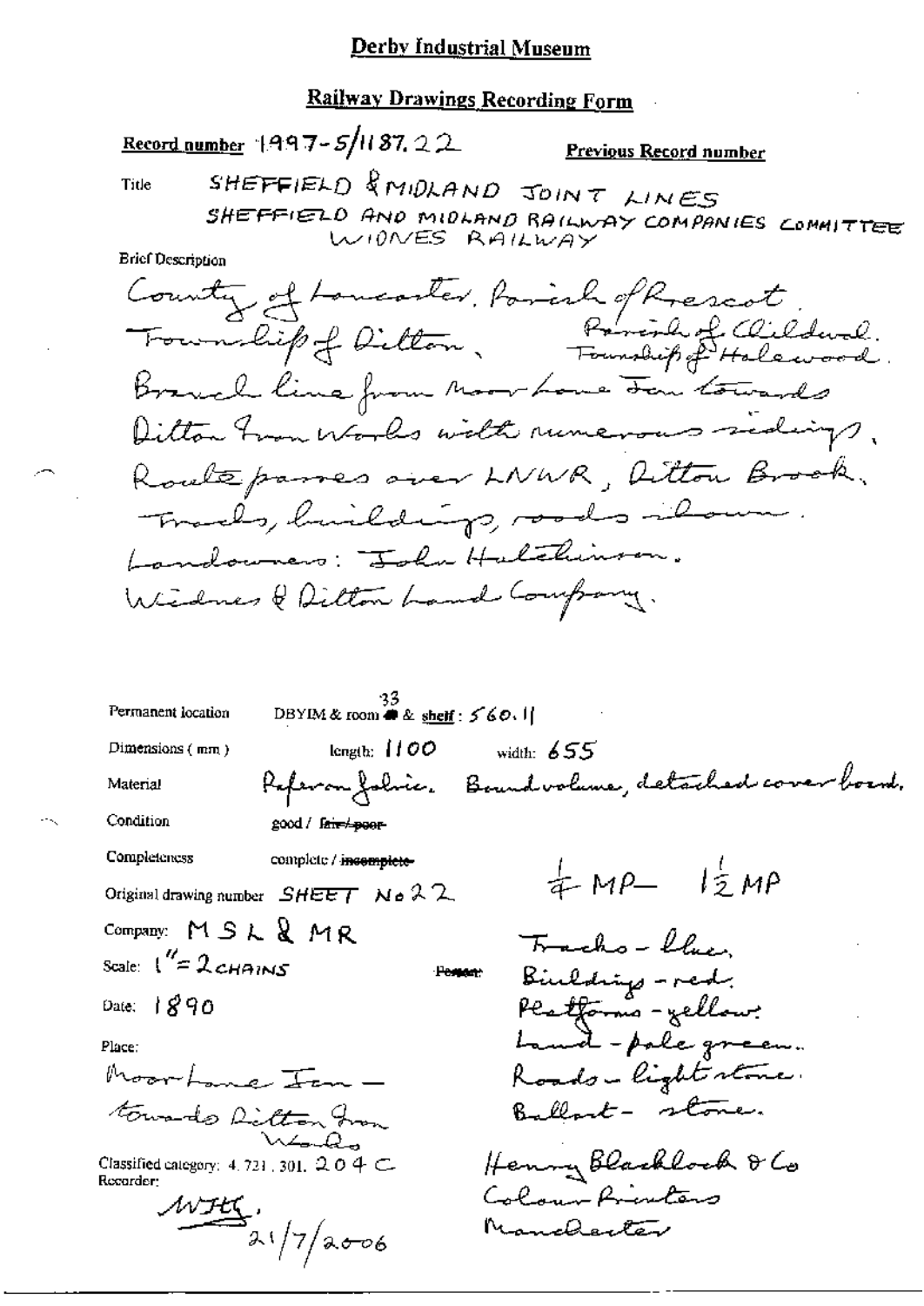# Derby Industrial Museum

## Railway Drawings Recording Form

**Record number** 1997-5/1187.22 **Previous Record number**

**Title** SHEFFIELD & MIDLAND JOINT LINES
SHEFFIELD AND MIDLAND RAILWAY COMPANIES COMMITTEE
WIDNES RAILWAY

**Brief Description**

County of Lancaster, Parish of Prescot, Township of Ditton. Parish of Childwall. Township of Halewood.
Branch line from Moor Lane Jcn towards Ditton Iron Works with numerous sidings.
Route passes over LNWR, Ditton Brook.
Tracks, buildings, roads shown.
Landowners: John Hutchinson.
Widnes & Ditton Land Company.

Permanent location DBYIM & room 33 & shelf: 560.11

Dimensions (mm) length: 1100 width: 655

Material Paper on fabric. Bound volume, detached cover board.

Condition good / ~~fair / poor~~

Completeness complete / ~~incomplete~~

Original drawing number SHEET No 22

Company: MS L & MR

Scale: 1" = 2 CHAINS

Date: 1890

Place:
Moor Lane Jcn — towards Ditton Iron Works

Classified category: 4.721.301.204 C

Recorder:
WJH.
21/7/2006

¼ MP — 1½ MP

Tracks - blue.
Buildings - red.
Platforms - yellow.
Land - pale green.
Roads - light stone.
Ballast - stone.

Henry Blacklock & Co
Colour Printers
Manchester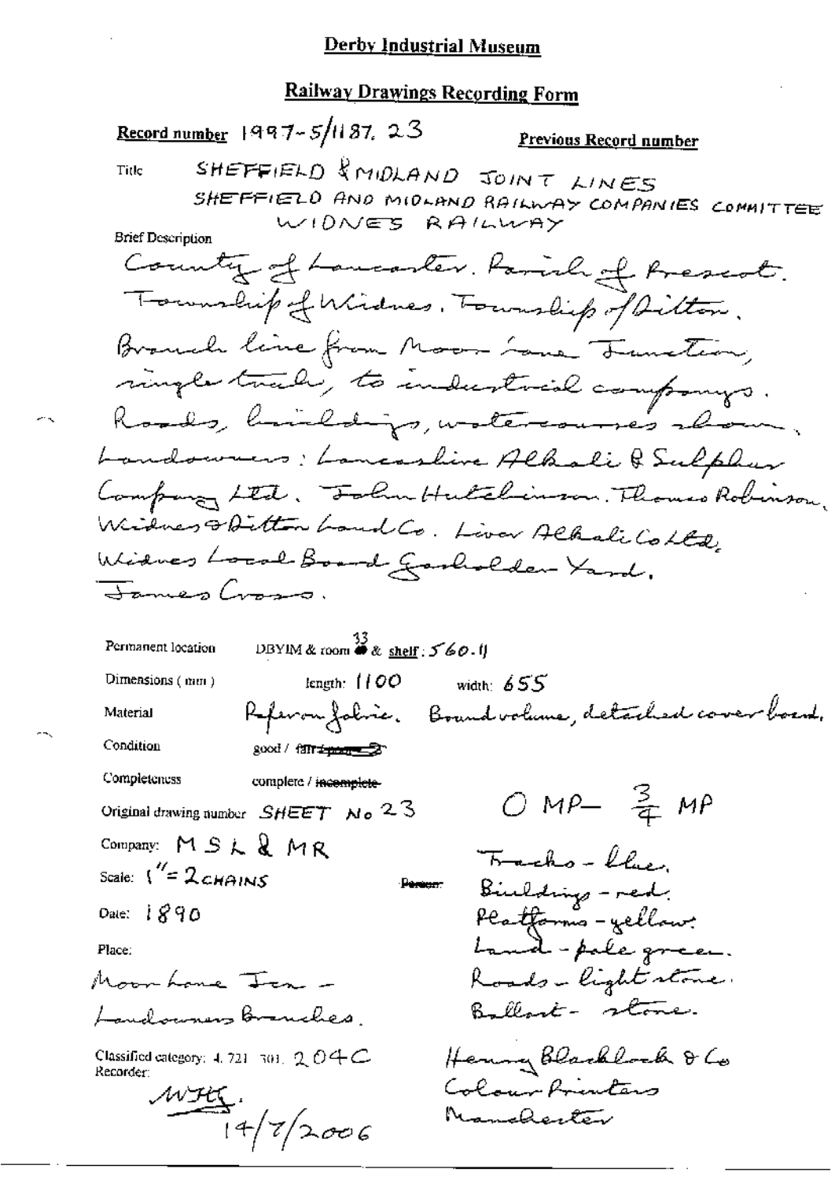**Derby Industrial Museum**

**Railway Drawings Recording Form**

**Record number** 1997-5/1187. 23

**Previous Record number**

Title: SHEFFIELD & MIDLAND JOINT LINES
SHEFFIELD AND MIDLAND RAILWAY COMPANIES COMMITTEE
WIDNES RAILWAY

Brief Description:
County of Lancaster. Parish of Prescot. Township of Widnes. Township of Ditton. Branch line from Moor Lane Junction, single track, to industrial company. Roads, buildings, watercourses shown. Landowners: Lancashire Alkali & Sulphur Company Ltd. John Hutchinson. Thomas Robinson. Widnes & Ditton Land Co. Liver Alkali Co Ltd. Widnes Local Board Gasholder Yard. James Cross.

Permanent location: DBYIM & room 33 & shelf: 560.1

Dimensions (mm): length: 1100 width: 655

Material: Ferro fabric. Bound volume, detached cover board.

Condition: good / ~~fair / poor~~

Completeness: complete / ~~incomplete~~

Original drawing number: SHEET No 23

0 MP – ¾ MP

Company: M S L & MR

Scale: 1" = 2 CHAINS

Date: 1890

Place:
Moor Lane Jcn – Landowners Branches.

Tracks – blue.
Buildings – red.
Platforms – yellow.
Land – pale green.
Roads – light stone.
Ballast – stone.

Classified category: 4. 721. 301. 204C

Recorder: MHG. 14/7/2006

Henry Blacklock & Co
Colour Printers
Manchester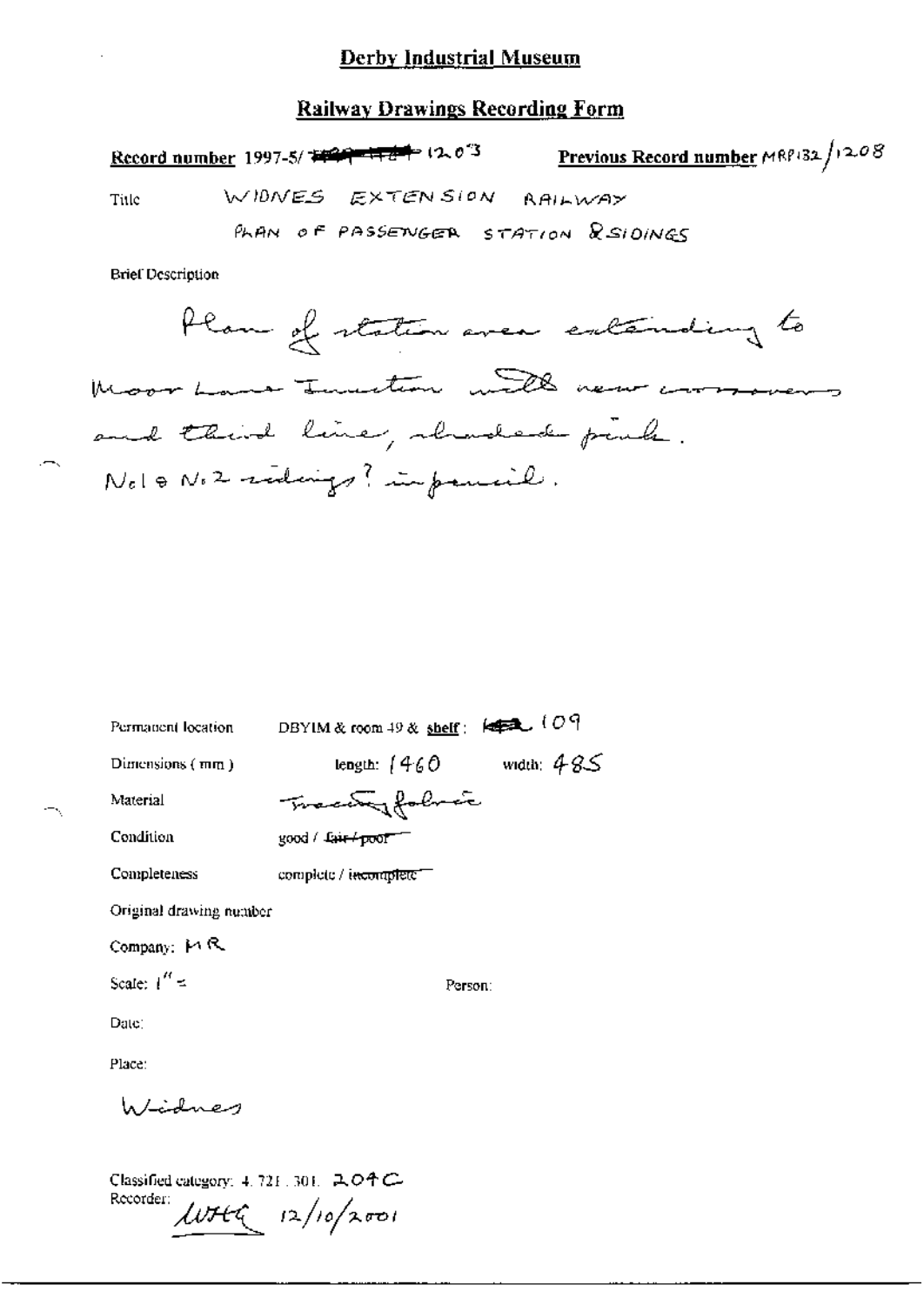# Derby Industrial Museum

## Railway Drawings Recording Form

**Record number** 1997-5/ ~~1209~~ 1203 **Previous Record number** MRP132/1208

Title WIDNES EXTENSION RAILWAY
PLAN OF PASSENGER STATION & SIDINGS

Brief Description

Plan of station area extending to Moor Lane Junction with new crossovers and third line, shaded pink. No1 & No2 sidings? in pencil.

Permanent location DBYIM & room 49 & **shelf**: ~~~~ 109

Dimensions (mm) length: 1460 width: 485

Material Tracing fabric

Condition good / ~~fair / poor~~

Completeness complete / ~~incomplete~~

Original drawing number

Company: MR

Scale: 1" =

Person:

Date:

Place:

Widnes

Classified category: 4.721.301. 204C
Recorder: WHG 12/10/2001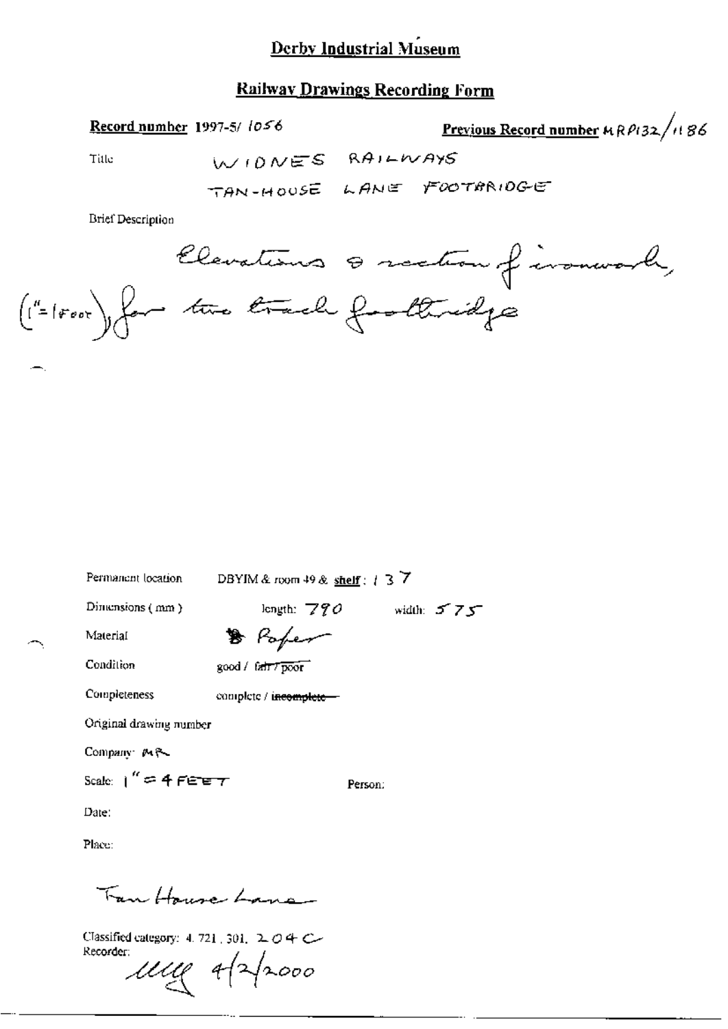# Derby Industrial Museum

## Railway Drawings Recording Form

**Record number** 1997-5/ 1056

**Previous Record number** MRP132/1186

Title WIDNES RAILWAYS

TAN-HOUSE LANE FOOTBRIDGE

Brief Description

Elevations & section of ironwork, (1" = 1 foot), for two track footbridge

Permanent location DBYIM & room 49 & **shelf**: 137

Dimensions (mm) length: 790 width: 575

Material Paper

Condition good / ~~fair / poor~~

Completeness complete / ~~incomplete~~

Original drawing number

Company: MR

Scale: 1" = 4 FEET

Person:

Date:

Place:

Tan House Lane

Classified category: 4. 721, 301, 204C

Recorder: 4/2/2000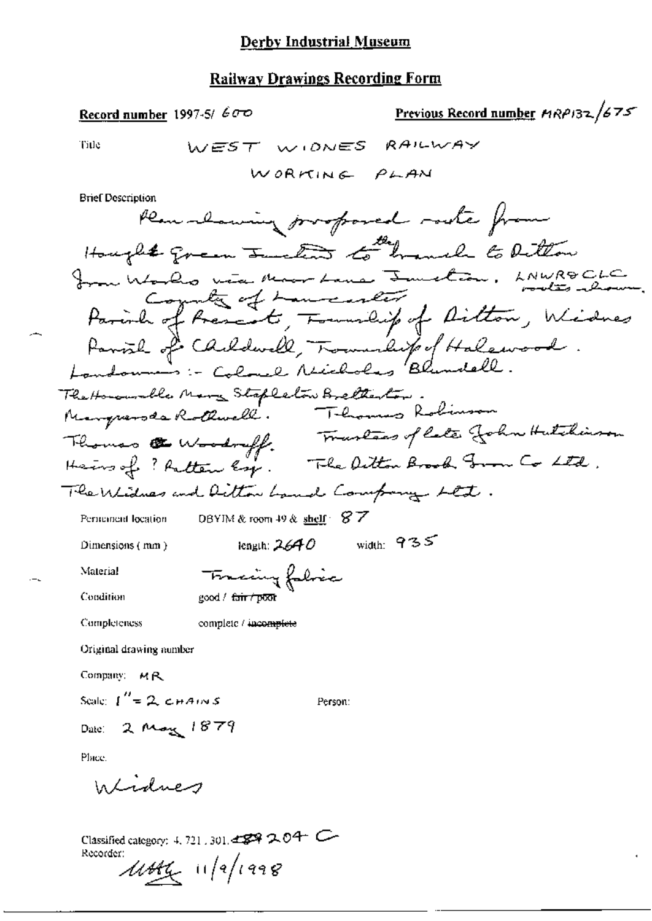# Derby Industrial Museum

## Railway Drawings Recording Form

**Record number** 1997-5/ 600 **Previous Record number** MRP132/675

Title WEST WIDNES RAILWAY WORKING PLAN

Brief Description

Plan showing proposed route from Hough Green Junction to the branch to Ditton Iron Works via Moor Lane Junction. LNWR & CLC routes shown. County of Lancaster Parish of Prescot, Township of Ditton, Widnes Parish of Childwall, Township of Halewood. Landowners :- Colonel Nicholas Blundell. The Honourable Mary Stapleton Bretherton. Marquerode Rothwell. Thomas Robinson Thomas Woodruff. Trustees of late John Hutchinson Heirs of ? Patten Esq. The Ditton Brook Iron Co Ltd. The Widnes and Ditton Land Company Ltd.

Permanent location DBYIM & room 49 & shelf: 87

Dimensions (mm) length: 2640 width: 935

Material Tracing fabric

Condition good / ~~fair / poor~~

Completeness complete / ~~incomplete~~

Original drawing number

Company: MR

Scale: 1" = 2 CHAINS Person:

Date: 2 May 1879

Place.

Widnes

Classified category: 4. 721. 301. ~~189~~ 204 C

Recorder: MHG 11/9/1998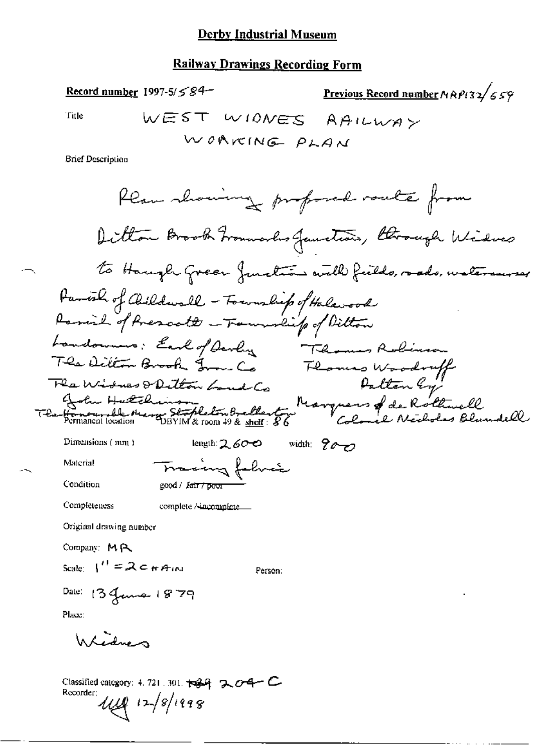# Derby Industrial Museum

## Railway Drawings Recording Form

**Record number** 1997-5/584

**Previous Record number** MRP132/659

Title WEST WIDNES RAILWAY WORKING PLAN

Brief Description

Plan showing proposed route from Ditton Brook Ironworks Junction, through Widnes to Hough Green Junction with fields, roads, watercourses

Parish of Childwall – Township of Halewood
Parish of Prescott – Township of Ditton

Landowners: Earl of Derby, Thomas Robinson
The Ditton Brook Iron Co, Thomas Woodruff
The Widnes & Ditton Land Co, Patten Esq
John Hutchinson, Marquess of de Rothwell
The Honourable Mary Stapleton Bretherton, Colonel Nicholas Blundell

Permanent location DBYIM & room 49 & shelf: 86

Dimensions (mm) length: 2600 width: 900

Material Tracing fabric

Condition good / ~~fair / poor~~

Completeness complete / ~~incomplete~~

Original drawing number

Company: MR

Scale: 1" = 2 CHAIN

Person:

Date: 13 June 1879

Place:

Widnes

Classified category: 4. 721. 301. ~~189~~ 204 C

Recorder: MM 12/8/1998